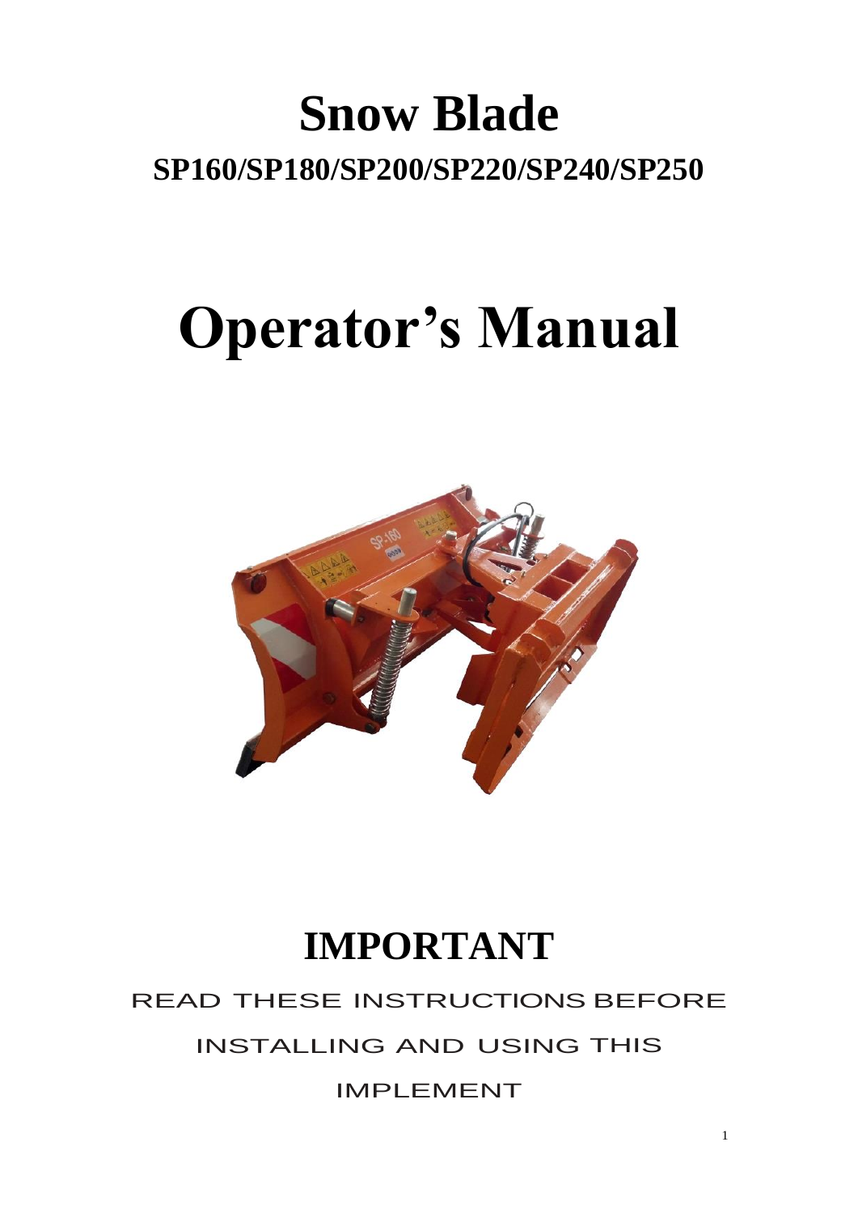# Snow Blade

## SP160/SP180/SP200/SP220/SP240/SP250

# Operator's Manual

## IMPORTANT

READ THESE INSTRUCTIONS BEFORE INSTALLING AND USING THIS IMPLEMENT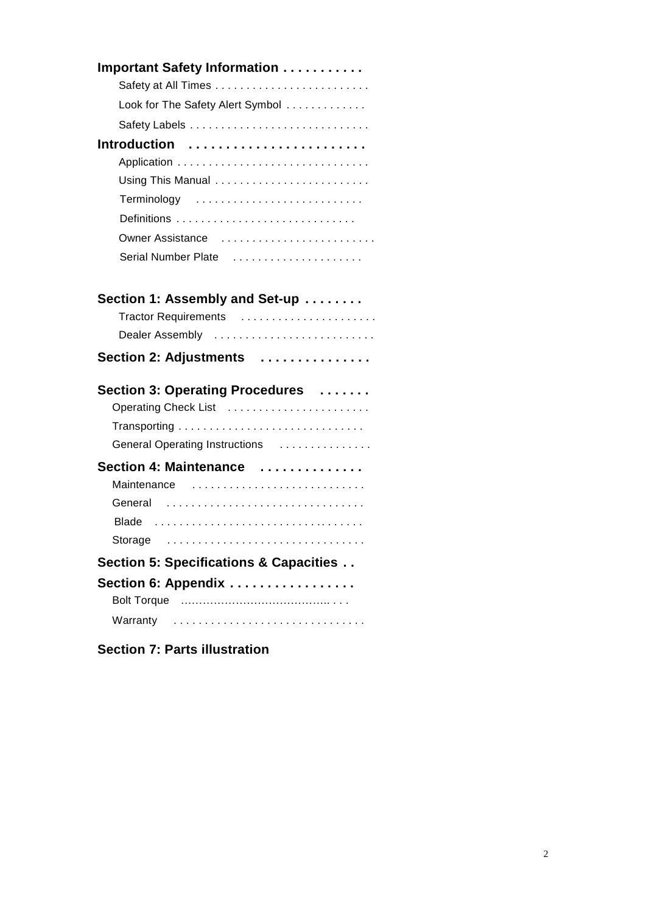**Important Safety Information . . . . . . . . . . .**

- Safety at All Times . . . . . . . . . . . . . . . . . . . . . . . . .
- Look for The Safety Alert Symbol . . . . . . . . . . . . .
- Safety Labels . . . . . . . . . . . . . . . . . . . . . . . . . . . . .

**Introduction . . . . . . . . . . . . . . . . . . . . . . . .**

- Application . . . . . . . . . . . . . . . . . . . . . . . . . . . . . . .
- Using This Manual . . . . . . . . . . . . . . . . . . . . . . . . .
- Terminology . . . . . . . . . . . . . . . . . . . . . . . . . . .
- Definitions . . . . . . . . . . . . . . . . . . . . . . . . . . . . .
- Owner Assistance . . . . . . . . . . . . . . . . . . . . . . . . .
- Serial Number Plate . . . . . . . . . . . . . . . . . . . . .

**Section 1: Assembly and Set-up . . . . . . . .**

- Tractor Requirements . . . . . . . . . . . . . . . . . . . . . .
- Dealer Assembly . . . . . . . . . . . . . . . . . . . . . . . . . .

**Section 2: Adjustments . . . . . . . . . . . . . . .**

**Section 3: Operating Procedures . . . . . . .**

- Operating Check List . . . . . . . . . . . . . . . . . . . . . . .
- Transporting . . . . . . . . . . . . . . . . . . . . . . . . . . . . . .
- General Operating Instructions . . . . . . . . . . . . . . .

**Section 4: Maintenance . . . . . . . . . . . . . .**

- Maintenance . . . . . . . . . . . . . . . . . . . . . . . . . . . .
- General . . . . . . . . . . . . . . . . . . . . . . . . . . . . . . . .
- Blade . . . . . . . . . . . . . . . . . . . . . . . . . . . . . . . . . .
- Storage . . . . . . . . . . . . . . . . . . . . . . . . . . . . . . . .

**Section 5: Specifications & Capacities . .**

**Section 6: Appendix . . . . . . . . . . . . . . . . .**

- Bolt Torque ………………………………….. . . .
- Warranty . . . . . . . . . . . . . . . . . . . . . . . . . . . . . . .

**Section 7: Parts illustration**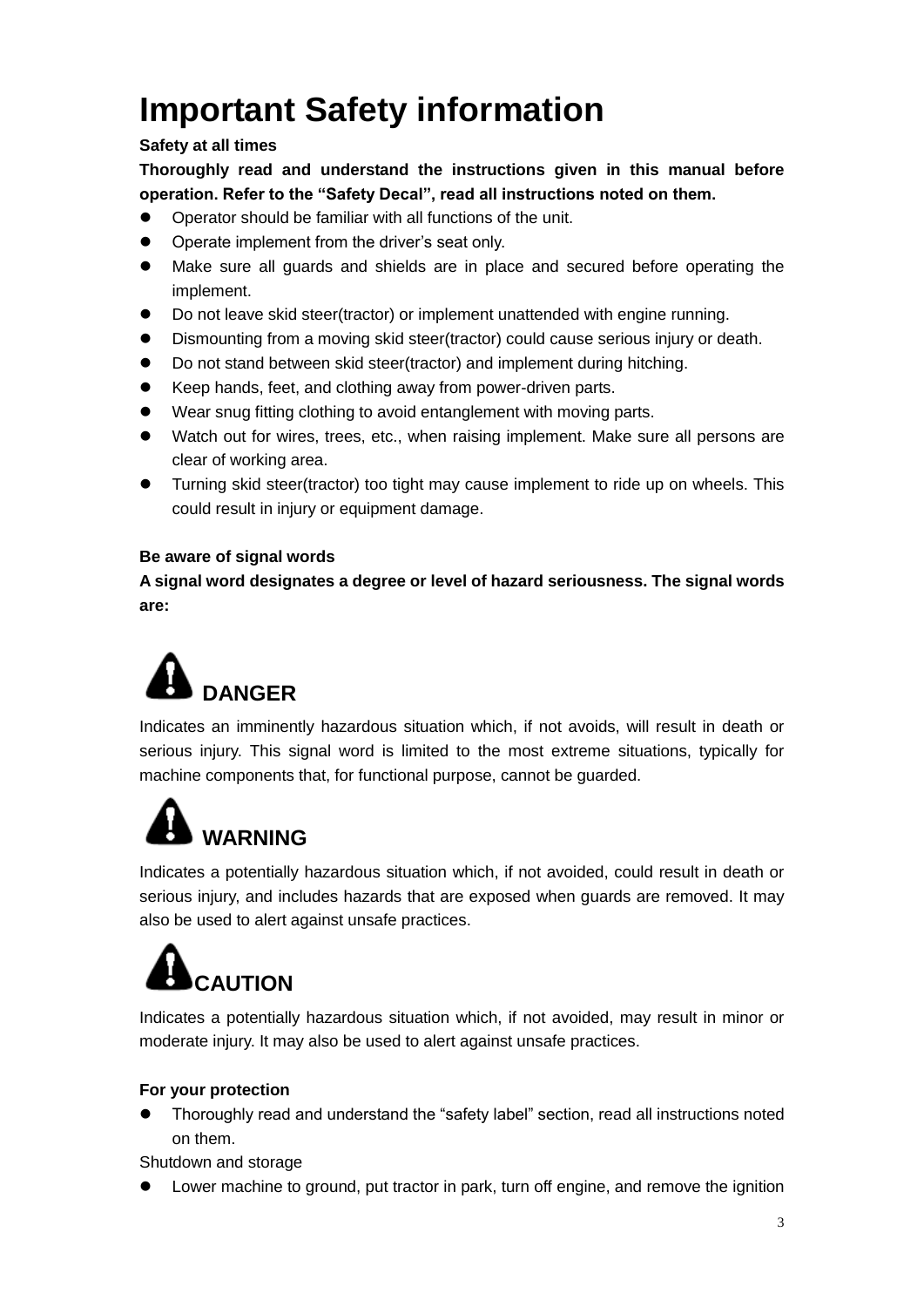# Important Safety information

**Safety at all times**

**Thoroughly read and understand the instructions given in this manual before operation. Refer to the "Safety Decal", read all instructions noted on them.**

- Operator should be familiar with all functions of the unit.
- Operate implement from the driver's seat only.
- Make sure all guards and shields are in place and secured before operating the implement.
- Do not leave skid steer(tractor) or implement unattended with engine running.
- Dismounting from a moving skid steer(tractor) could cause serious injury or death.
- Do not stand between skid steer(tractor) and implement during hitching.
- Keep hands, feet, and clothing away from power-driven parts.
- Wear snug fitting clothing to avoid entanglement with moving parts.
- Watch out for wires, trees, etc., when raising implement. Make sure all persons are clear of working area.
- Turning skid steer(tractor) too tight may cause implement to ride up on wheels. This could result in injury or equipment damage.

**Be aware of signal words**

**A signal word designates a degree or level of hazard seriousness. The signal words are:**

**DANGER**

Indicates an imminently hazardous situation which, if not avoids, will result in death or serious injury. This signal word is limited to the most extreme situations, typically for machine components that, for functional purpose, cannot be guarded.

**WARNING**

Indicates a potentially hazardous situation which, if not avoided, could result in death or serious injury, and includes hazards that are exposed when guards are removed. It may also be used to alert against unsafe practices.

**CAUTION**

Indicates a potentially hazardous situation which, if not avoided, may result in minor or moderate injury. It may also be used to alert against unsafe practices.

**For your protection**

- Thoroughly read and understand the "safety label" section, read all instructions noted on them.

Shutdown and storage

- Lower machine to ground, put tractor in park, turn off engine, and remove the ignition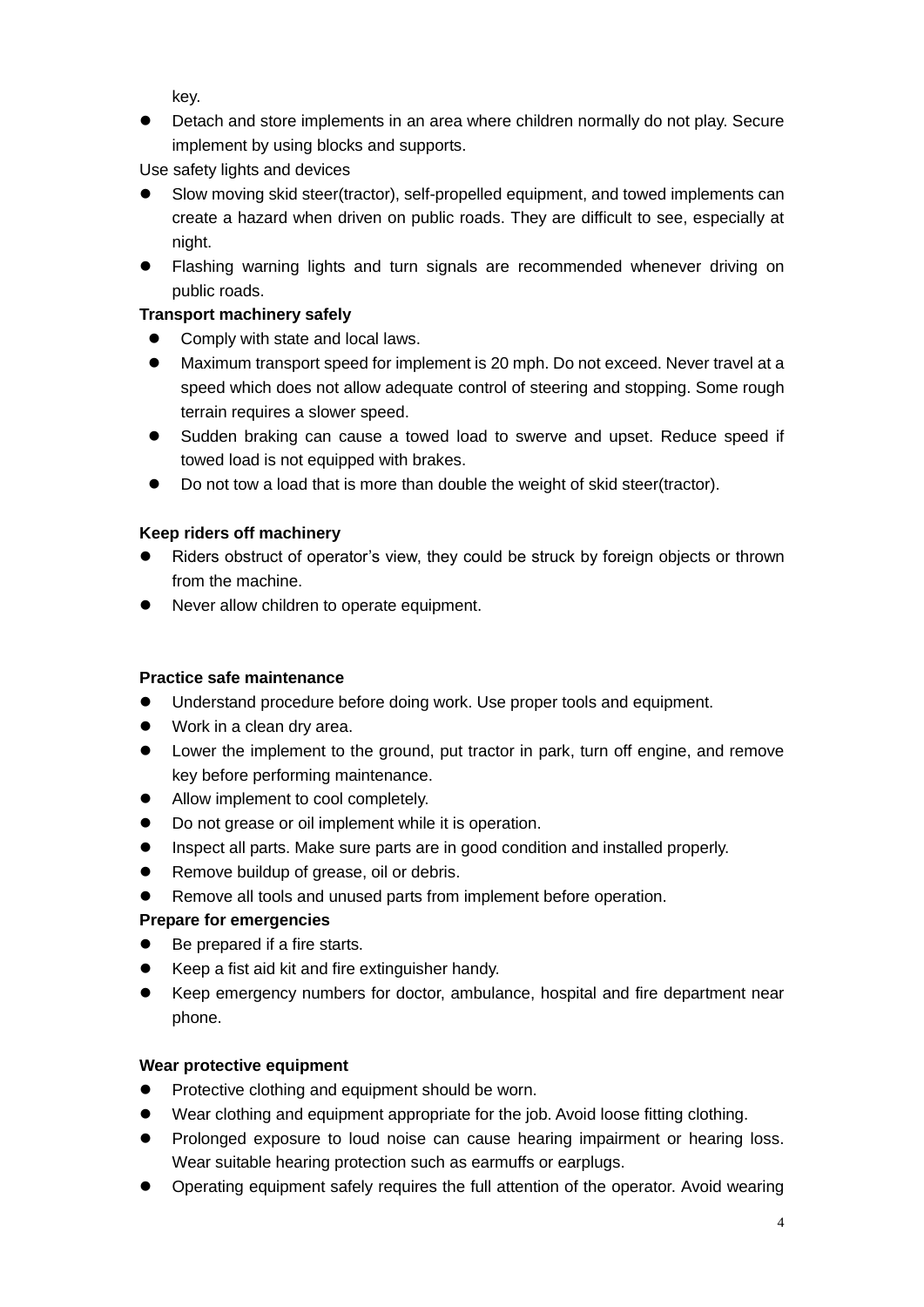key.

- Detach and store implements in an area where children normally do not play. Secure implement by using blocks and supports.

Use safety lights and devices

- Slow moving skid steer(tractor), self-propelled equipment, and towed implements can create a hazard when driven on public roads. They are difficult to see, especially at night.
- Flashing warning lights and turn signals are recommended whenever driving on public roads.

**Transport machinery safely**

- Comply with state and local laws.
- Maximum transport speed for implement is 20 mph. Do not exceed. Never travel at a speed which does not allow adequate control of steering and stopping. Some rough terrain requires a slower speed.
- Sudden braking can cause a towed load to swerve and upset. Reduce speed if towed load is not equipped with brakes.
- Do not tow a load that is more than double the weight of skid steer(tractor).

**Keep riders off machinery**

- Riders obstruct of operator's view, they could be struck by foreign objects or thrown from the machine.
- Never allow children to operate equipment.

**Practice safe maintenance**

- Understand procedure before doing work. Use proper tools and equipment.
- Work in a clean dry area.
- Lower the implement to the ground, put tractor in park, turn off engine, and remove key before performing maintenance.
- Allow implement to cool completely.
- Do not grease or oil implement while it is operation.
- Inspect all parts. Make sure parts are in good condition and installed properly.
- Remove buildup of grease, oil or debris.
- Remove all tools and unused parts from implement before operation.

**Prepare for emergencies**

- Be prepared if a fire starts.
- Keep a fist aid kit and fire extinguisher handy.
- Keep emergency numbers for doctor, ambulance, hospital and fire department near phone.

**Wear protective equipment**

- Protective clothing and equipment should be worn.
- Wear clothing and equipment appropriate for the job. Avoid loose fitting clothing.
- Prolonged exposure to loud noise can cause hearing impairment or hearing loss. Wear suitable hearing protection such as earmuffs or earplugs.
- Operating equipment safely requires the full attention of the operator. Avoid wearing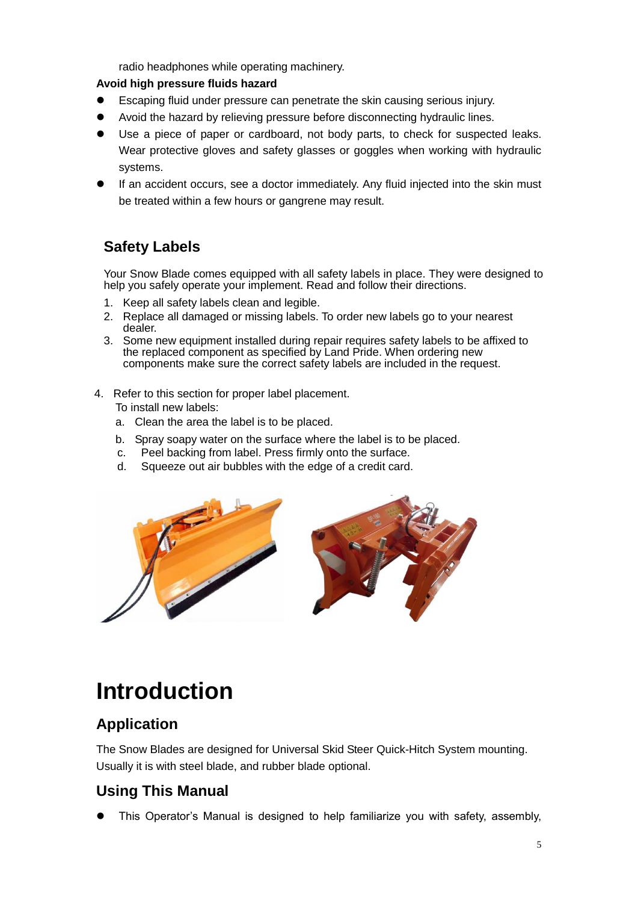radio headphones while operating machinery.

**Avoid high pressure fluids hazard**

- Escaping fluid under pressure can penetrate the skin causing serious injury.
- Avoid the hazard by relieving pressure before disconnecting hydraulic lines.
- Use a piece of paper or cardboard, not body parts, to check for suspected leaks. Wear protective gloves and safety glasses or goggles when working with hydraulic systems.
- If an accident occurs, see a doctor immediately. Any fluid injected into the skin must be treated within a few hours or gangrene may result.

## Safety Labels

Your Snow Blade comes equipped with all safety labels in place. They were designed to help you safely operate your implement. Read and follow their directions.

1. Keep all safety labels clean and legible.
2. Replace all damaged or missing labels. To order new labels go to your nearest dealer.
3. Some new equipment installed during repair requires safety labels to be affixed to the replaced component as specified by Land Pride. When ordering new components make sure the correct safety labels are included in the request.
4. Refer to this section for proper label placement.
   To install new labels:
   a. Clean the area the label is to be placed.
   b. Spray soapy water on the surface where the label is to be placed.
   c. Peel backing from label. Press firmly onto the surface.
   d. Squeeze out air bubbles with the edge of a credit card.

# Introduction

## Application

The Snow Blades are designed for Universal Skid Steer Quick-Hitch System mounting. Usually it is with steel blade, and rubber blade optional.

## Using This Manual

- This Operator's Manual is designed to help familiarize you with safety, assembly,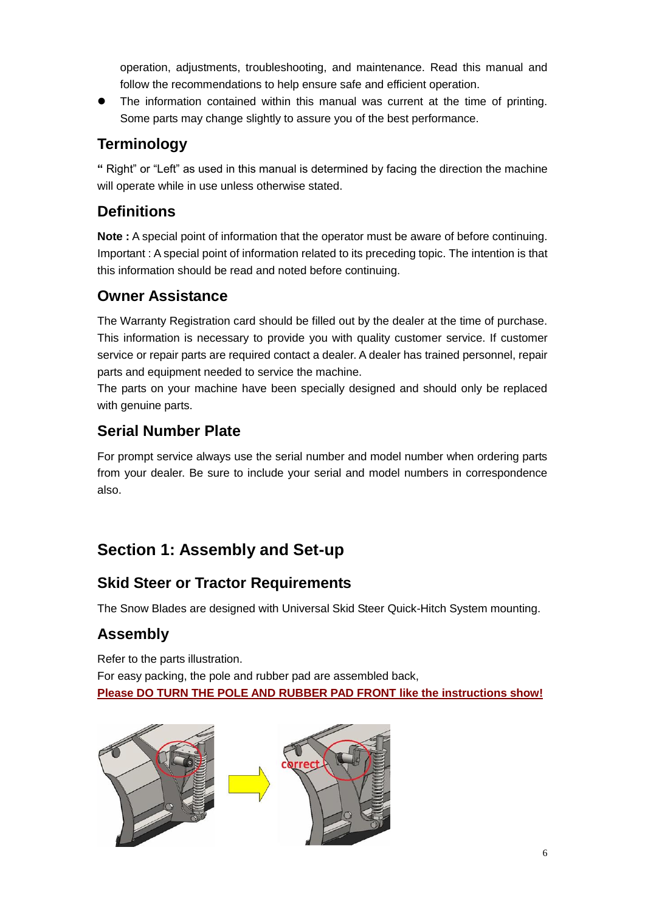operation, adjustments, troubleshooting, and maintenance. Read this manual and follow the recommendations to help ensure safe and efficient operation.

- The information contained within this manual was current at the time of printing. Some parts may change slightly to assure you of the best performance.

## Terminology

" Right" or "Left" as used in this manual is determined by facing the direction the machine will operate while in use unless otherwise stated.

## Definitions

**Note :** A special point of information that the operator must be aware of before continuing.
Important : A special point of information related to its preceding topic. The intention is that this information should be read and noted before continuing.

## Owner Assistance

The Warranty Registration card should be filled out by the dealer at the time of purchase. This information is necessary to provide you with quality customer service. If customer service or repair parts are required contact a dealer. A dealer has trained personnel, repair parts and equipment needed to service the machine.
The parts on your machine have been specially designed and should only be replaced with genuine parts.

## Serial Number Plate

For prompt service always use the serial number and model number when ordering parts from your dealer. Be sure to include your serial and model numbers in correspondence also.

# Section 1: Assembly and Set-up

## Skid Steer or Tractor Requirements

The Snow Blades are designed with Universal Skid Steer Quick-Hitch System mounting.

## Assembly

Refer to the parts illustration.
For easy packing, the pole and rubber pad are assembled back,
**Please DO TURN THE POLE AND RUBBER PAD FRONT like the instructions show!**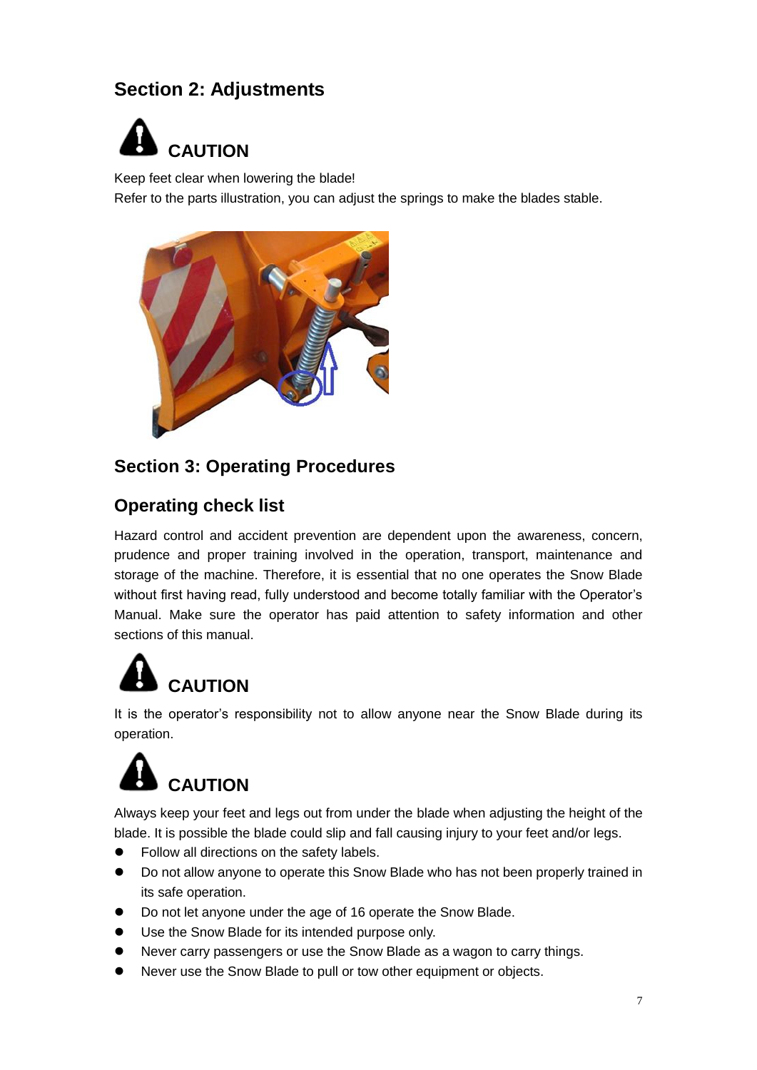## Section 2: Adjustments

### CAUTION

Keep feet clear when lowering the blade!

Refer to the parts illustration, you can adjust the springs to make the blades stable.

## Section 3: Operating Procedures

### Operating check list

Hazard control and accident prevention are dependent upon the awareness, concern, prudence and proper training involved in the operation, transport, maintenance and storage of the machine. Therefore, it is essential that no one operates the Snow Blade without first having read, fully understood and become totally familiar with the Operator's Manual. Make sure the operator has paid attention to safety information and other sections of this manual.

### CAUTION

It is the operator's responsibility not to allow anyone near the Snow Blade during its operation.

### CAUTION

Always keep your feet and legs out from under the blade when adjusting the height of the blade. It is possible the blade could slip and fall causing injury to your feet and/or legs.

- Follow all directions on the safety labels.
- Do not allow anyone to operate this Snow Blade who has not been properly trained in its safe operation.
- Do not let anyone under the age of 16 operate the Snow Blade.
- Use the Snow Blade for its intended purpose only.
- Never carry passengers or use the Snow Blade as a wagon to carry things.
- Never use the Snow Blade to pull or tow other equipment or objects.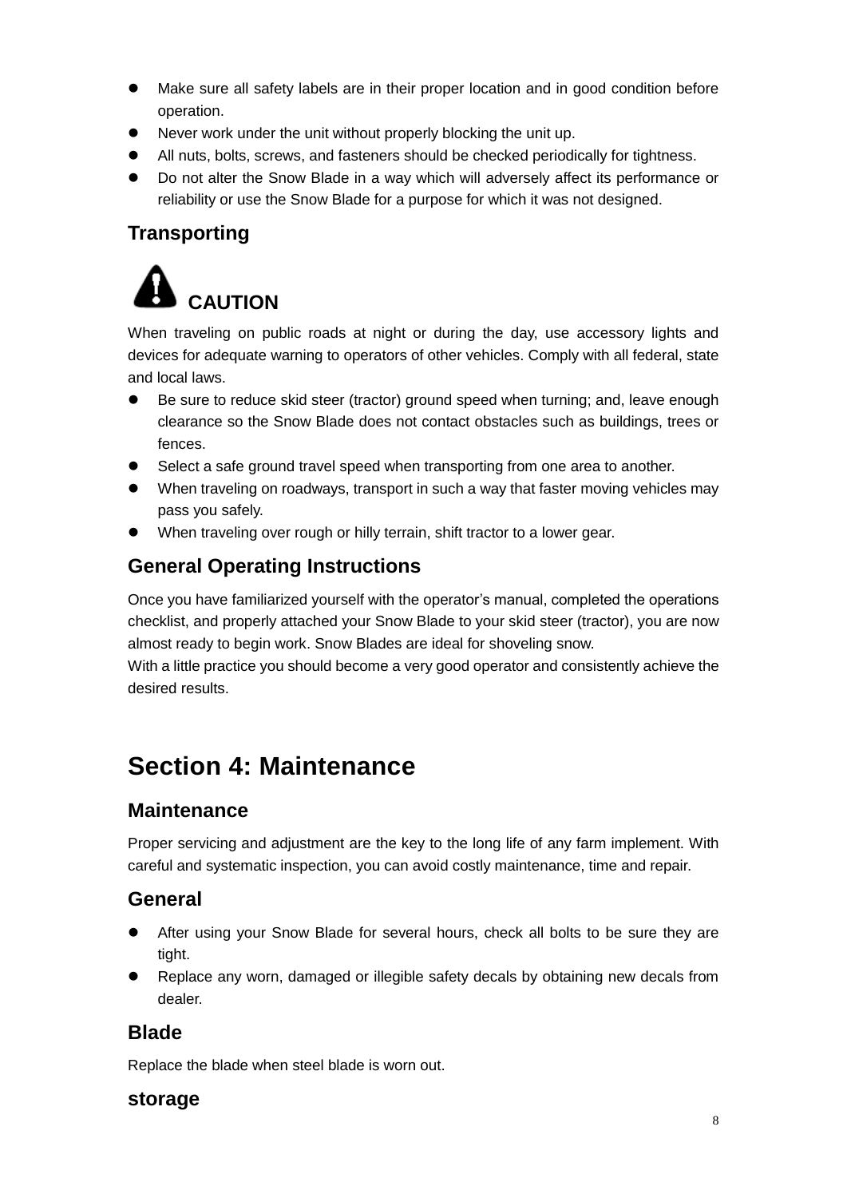- Make sure all safety labels are in their proper location and in good condition before operation.
- Never work under the unit without properly blocking the unit up.
- All nuts, bolts, screws, and fasteners should be checked periodically for tightness.
- Do not alter the Snow Blade in a way which will adversely affect its performance or reliability or use the Snow Blade for a purpose for which it was not designed.

## Transporting

**CAUTION**

When traveling on public roads at night or during the day, use accessory lights and devices for adequate warning to operators of other vehicles. Comply with all federal, state and local laws.

- Be sure to reduce skid steer (tractor) ground speed when turning; and, leave enough clearance so the Snow Blade does not contact obstacles such as buildings, trees or fences.
- Select a safe ground travel speed when transporting from one area to another.
- When traveling on roadways, transport in such a way that faster moving vehicles may pass you safely.
- When traveling over rough or hilly terrain, shift tractor to a lower gear.

## General Operating Instructions

Once you have familiarized yourself with the operator's manual, completed the operations checklist, and properly attached your Snow Blade to your skid steer (tractor), you are now almost ready to begin work. Snow Blades are ideal for shoveling snow.
With a little practice you should become a very good operator and consistently achieve the desired results.

# Section 4: Maintenance

## Maintenance

Proper servicing and adjustment are the key to the long life of any farm implement. With careful and systematic inspection, you can avoid costly maintenance, time and repair.

## General

- After using your Snow Blade for several hours, check all bolts to be sure they are tight.
- Replace any worn, damaged or illegible safety decals by obtaining new decals from dealer.

## Blade

Replace the blade when steel blade is worn out.

## storage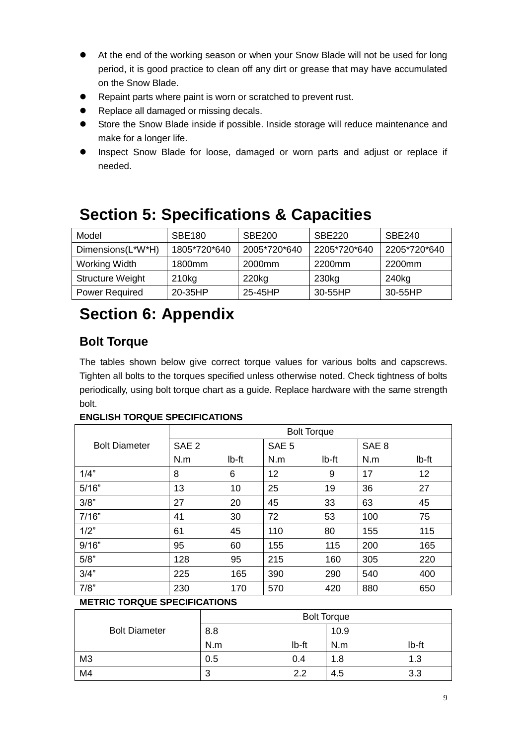- At the end of the working season or when your Snow Blade will not be used for long period, it is good practice to clean off any dirt or grease that may have accumulated on the Snow Blade.
- Repaint parts where paint is worn or scratched to prevent rust.
- Replace all damaged or missing decals.
- Store the Snow Blade inside if possible. Inside storage will reduce maintenance and make for a longer life.
- Inspect Snow Blade for loose, damaged or worn parts and adjust or replace if needed.

# Section 5: Specifications & Capacities

| Model | SBE180 | SBE200 | SBE220 | SBE240 |
|---|---|---|---|---|
| Dimensions(L*W*H) | 1805*720*640 | 2005*720*640 | 2205*720*640 | 2205*720*640 |
| Working Width | 1800mm | 2000mm | 2200mm | 2200mm |
| Structure Weight | 210kg | 220kg | 230kg | 240kg |
| Power Required | 20-35HP | 25-45HP | 30-55HP | 30-55HP |

# Section 6: Appendix

## Bolt Torque

The tables shown below give correct torque values for various bolts and capscrews. Tighten all bolts to the torques specified unless otherwise noted. Check tightness of bolts periodically, using bolt torque chart as a guide. Replace hardware with the same strength bolt.

**ENGLISH TORQUE SPECIFICATIONS**

| Bolt Diameter | Bolt Torque | | | | | |
|---|---|---|---|---|---|---|
| | SAE 2 | | SAE 5 | | SAE 8 | |
| | N.m | lb-ft | N.m | lb-ft | N.m | lb-ft |
| 1/4" | 8 | 6 | 12 | 9 | 17 | 12 |
| 5/16" | 13 | 10 | 25 | 19 | 36 | 27 |
| 3/8" | 27 | 20 | 45 | 33 | 63 | 45 |
| 7/16" | 41 | 30 | 72 | 53 | 100 | 75 |
| 1/2" | 61 | 45 | 110 | 80 | 155 | 115 |
| 9/16" | 95 | 60 | 155 | 115 | 200 | 165 |
| 5/8" | 128 | 95 | 215 | 160 | 305 | 220 |
| 3/4" | 225 | 165 | 390 | 290 | 540 | 400 |
| 7/8" | 230 | 170 | 570 | 420 | 880 | 650 |

**METRIC TORQUE SPECIFICATIONS**

| Bolt Diameter | Bolt Torque | | | |
|---|---|---|---|---|
| | 8.8 | | 10.9 | |
| | N.m | lb-ft | N.m | lb-ft |
| M3 | 0.5 | 0.4 | 1.8 | 1.3 |
| M4 | 3 | 2.2 | 4.5 | 3.3 |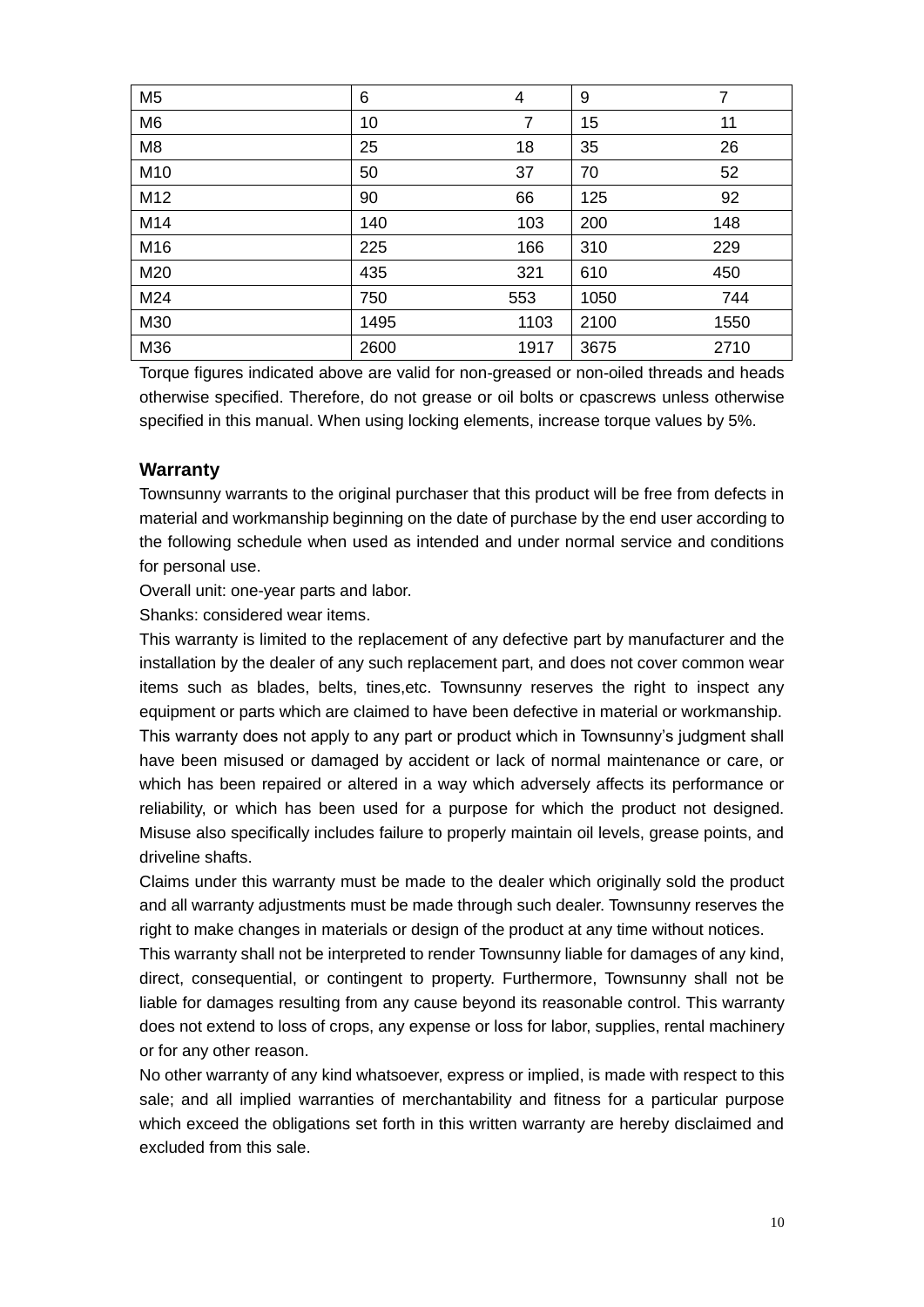| M5 | 6 | 4 | 9 | 7 |
|---|---|---|---|---|
| M6 | 10 | 7 | 15 | 11 |
| M8 | 25 | 18 | 35 | 26 |
| M10 | 50 | 37 | 70 | 52 |
| M12 | 90 | 66 | 125 | 92 |
| M14 | 140 | 103 | 200 | 148 |
| M16 | 225 | 166 | 310 | 229 |
| M20 | 435 | 321 | 610 | 450 |
| M24 | 750 | 553 | 1050 | 744 |
| M30 | 1495 | 1103 | 2100 | 1550 |
| M36 | 2600 | 1917 | 3675 | 2710 |

Torque figures indicated above are valid for non-greased or non-oiled threads and heads otherwise specified. Therefore, do not grease or oil bolts or cpascrews unless otherwise specified in this manual. When using locking elements, increase torque values by 5%.

### Warranty

Townsunny warrants to the original purchaser that this product will be free from defects in material and workmanship beginning on the date of purchase by the end user according to the following schedule when used as intended and under normal service and conditions for personal use.

Overall unit: one-year parts and labor.

Shanks: considered wear items.

This warranty is limited to the replacement of any defective part by manufacturer and the installation by the dealer of any such replacement part, and does not cover common wear items such as blades, belts, tines,etc. Townsunny reserves the right to inspect any equipment or parts which are claimed to have been defective in material or workmanship.

This warranty does not apply to any part or product which in Townsunny's judgment shall have been misused or damaged by accident or lack of normal maintenance or care, or which has been repaired or altered in a way which adversely affects its performance or reliability, or which has been used for a purpose for which the product not designed. Misuse also specifically includes failure to properly maintain oil levels, grease points, and driveline shafts.

Claims under this warranty must be made to the dealer which originally sold the product and all warranty adjustments must be made through such dealer. Townsunny reserves the right to make changes in materials or design of the product at any time without notices.

This warranty shall not be interpreted to render Townsunny liable for damages of any kind, direct, consequential, or contingent to property. Furthermore, Townsunny shall not be liable for damages resulting from any cause beyond its reasonable control. This warranty does not extend to loss of crops, any expense or loss for labor, supplies, rental machinery or for any other reason.

No other warranty of any kind whatsoever, express or implied, is made with respect to this sale; and all implied warranties of merchantability and fitness for a particular purpose which exceed the obligations set forth in this written warranty are hereby disclaimed and excluded from this sale.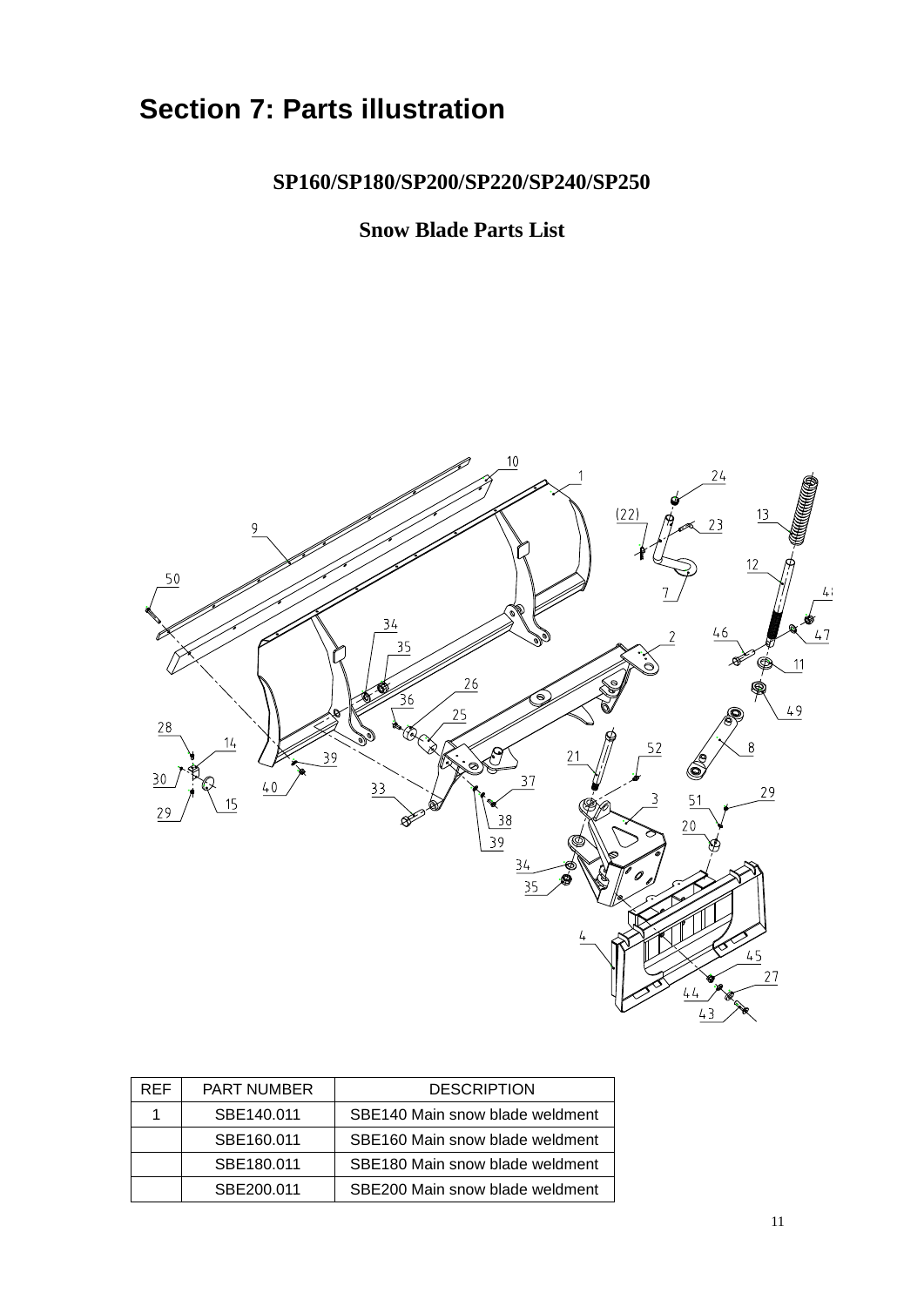# Section 7: Parts illustration

**SP160/SP180/SP200/SP220/SP240/SP250**

**Snow Blade Parts List**

| REF | PART NUMBER | DESCRIPTION |
|---|---|---|
| 1 | SBE140.011 | SBE140 Main snow blade weldment |
| | SBE160.011 | SBE160 Main snow blade weldment |
| | SBE180.011 | SBE180 Main snow blade weldment |
| | SBE200.011 | SBE200 Main snow blade weldment |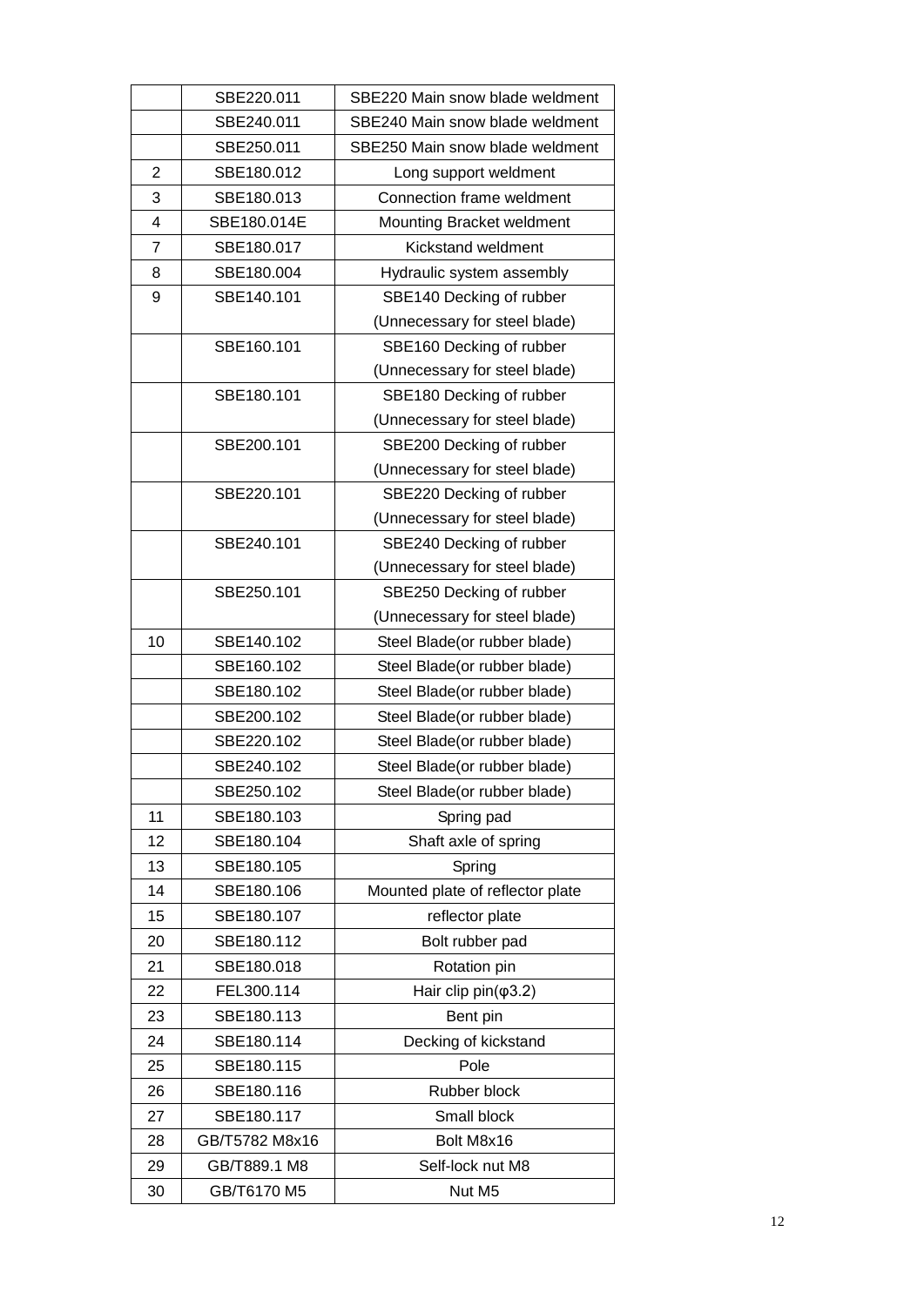| | | |
|---|---|---|
| | SBE220.011 | SBE220 Main snow blade weldment |
| | SBE240.011 | SBE240 Main snow blade weldment |
| | SBE250.011 | SBE250 Main snow blade weldment |
| 2 | SBE180.012 | Long support weldment |
| 3 | SBE180.013 | Connection frame weldment |
| 4 | SBE180.014E | Mounting Bracket weldment |
| 7 | SBE180.017 | Kickstand weldment |
| 8 | SBE180.004 | Hydraulic system assembly |
| 9 | SBE140.101 | SBE140 Decking of rubber (Unnecessary for steel blade) |
| | SBE160.101 | SBE160 Decking of rubber (Unnecessary for steel blade) |
| | SBE180.101 | SBE180 Decking of rubber (Unnecessary for steel blade) |
| | SBE200.101 | SBE200 Decking of rubber (Unnecessary for steel blade) |
| | SBE220.101 | SBE220 Decking of rubber (Unnecessary for steel blade) |
| | SBE240.101 | SBE240 Decking of rubber (Unnecessary for steel blade) |
| | SBE250.101 | SBE250 Decking of rubber (Unnecessary for steel blade) |
| 10 | SBE140.102 | Steel Blade(or rubber blade) |
| | SBE160.102 | Steel Blade(or rubber blade) |
| | SBE180.102 | Steel Blade(or rubber blade) |
| | SBE200.102 | Steel Blade(or rubber blade) |
| | SBE220.102 | Steel Blade(or rubber blade) |
| | SBE240.102 | Steel Blade(or rubber blade) |
| | SBE250.102 | Steel Blade(or rubber blade) |
| 11 | SBE180.103 | Spring pad |
| 12 | SBE180.104 | Shaft axle of spring |
| 13 | SBE180.105 | Spring |
| 14 | SBE180.106 | Mounted plate of reflector plate |
| 15 | SBE180.107 | reflector plate |
| 20 | SBE180.112 | Bolt rubber pad |
| 21 | SBE180.018 | Rotation pin |
| 22 | FEL300.114 | Hair clip pin(φ3.2) |
| 23 | SBE180.113 | Bent pin |
| 24 | SBE180.114 | Decking of kickstand |
| 25 | SBE180.115 | Pole |
| 26 | SBE180.116 | Rubber block |
| 27 | SBE180.117 | Small block |
| 28 | GB/T5782 M8x16 | Bolt M8x16 |
| 29 | GB/T889.1 M8 | Self-lock nut M8 |
| 30 | GB/T6170 M5 | Nut M5 |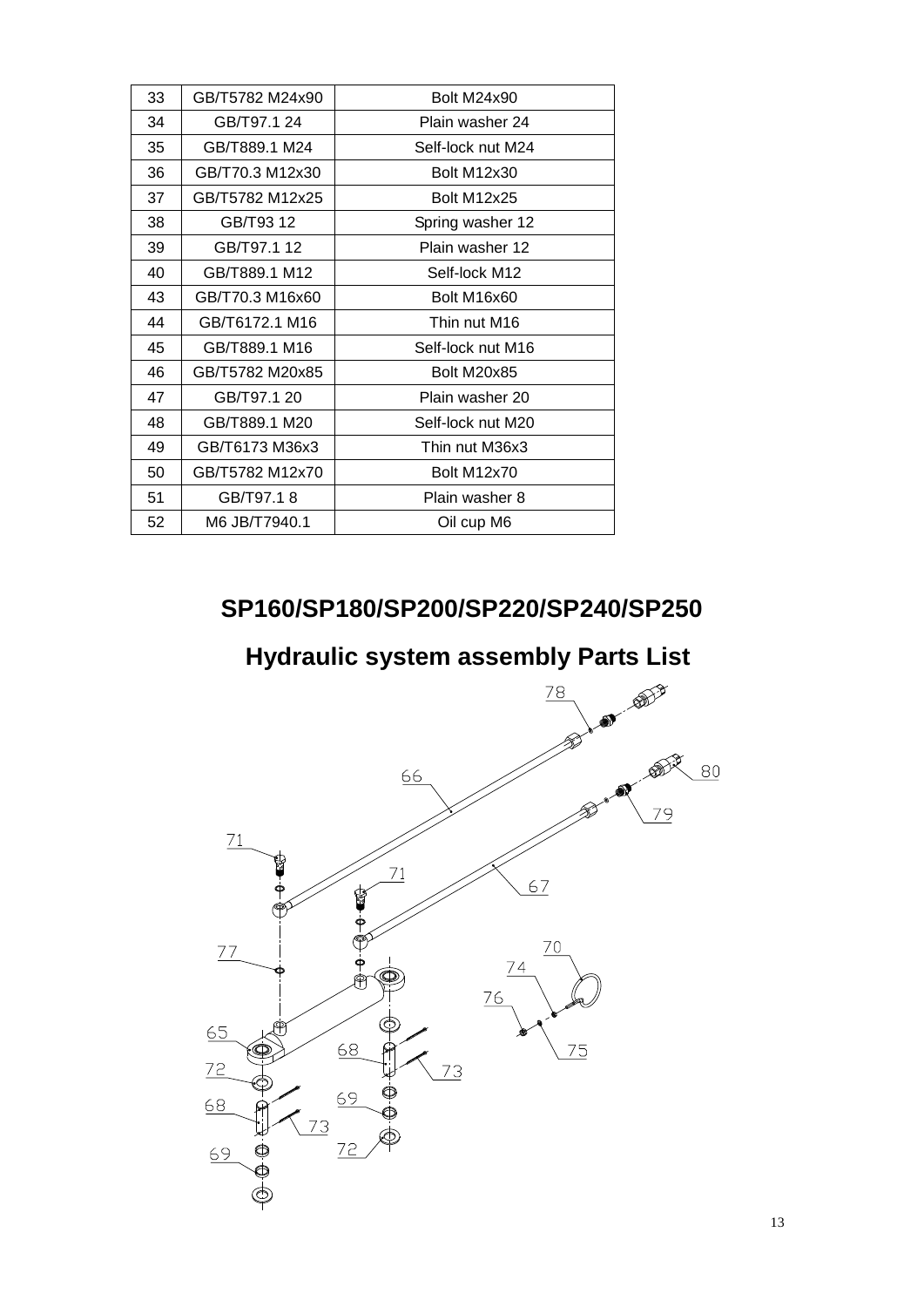| 33 | GB/T5782 M24x90 | Bolt M24x90 |
|---|---|---|
| 34 | GB/T97.1 24 | Plain washer 24 |
| 35 | GB/T889.1 M24 | Self-lock nut M24 |
| 36 | GB/T70.3 M12x30 | Bolt M12x30 |
| 37 | GB/T5782 M12x25 | Bolt M12x25 |
| 38 | GB/T93 12 | Spring washer 12 |
| 39 | GB/T97.1 12 | Plain washer 12 |
| 40 | GB/T889.1 M12 | Self-lock M12 |
| 43 | GB/T70.3 M16x60 | Bolt M16x60 |
| 44 | GB/T6172.1 M16 | Thin nut M16 |
| 45 | GB/T889.1 M16 | Self-lock nut M16 |
| 46 | GB/T5782 M20x85 | Bolt M20x85 |
| 47 | GB/T97.1 20 | Plain washer 20 |
| 48 | GB/T889.1 M20 | Self-lock nut M20 |
| 49 | GB/T6173 M36x3 | Thin nut M36x3 |
| 50 | GB/T5782 M12x70 | Bolt M12x70 |
| 51 | GB/T97.1 8 | Plain washer 8 |
| 52 | M6 JB/T7940.1 | Oil cup M6 |

# SP160/SP180/SP200/SP220/SP240/SP250

# Hydraulic system assembly Parts List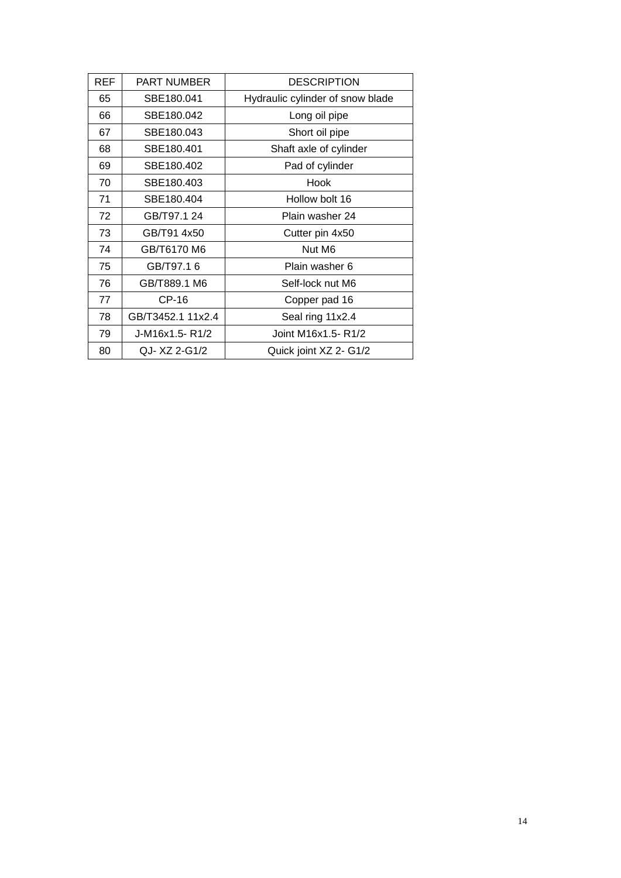| REF | PART NUMBER | DESCRIPTION |
|---|---|---|
| 65 | SBE180.041 | Hydraulic cylinder of snow blade |
| 66 | SBE180.042 | Long oil pipe |
| 67 | SBE180.043 | Short oil pipe |
| 68 | SBE180.401 | Shaft axle of cylinder |
| 69 | SBE180.402 | Pad of cylinder |
| 70 | SBE180.403 | Hook |
| 71 | SBE180.404 | Hollow bolt 16 |
| 72 | GB/T97.1 24 | Plain washer 24 |
| 73 | GB/T91 4x50 | Cutter pin 4x50 |
| 74 | GB/T6170 M6 | Nut M6 |
| 75 | GB/T97.1 6 | Plain washer 6 |
| 76 | GB/T889.1 M6 | Self-lock nut M6 |
| 77 | CP-16 | Copper pad 16 |
| 78 | GB/T3452.1 11x2.4 | Seal ring 11x2.4 |
| 79 | J-M16x1.5- R1/2 | Joint M16x1.5- R1/2 |
| 80 | QJ- XZ 2-G1/2 | Quick joint XZ 2- G1/2 |